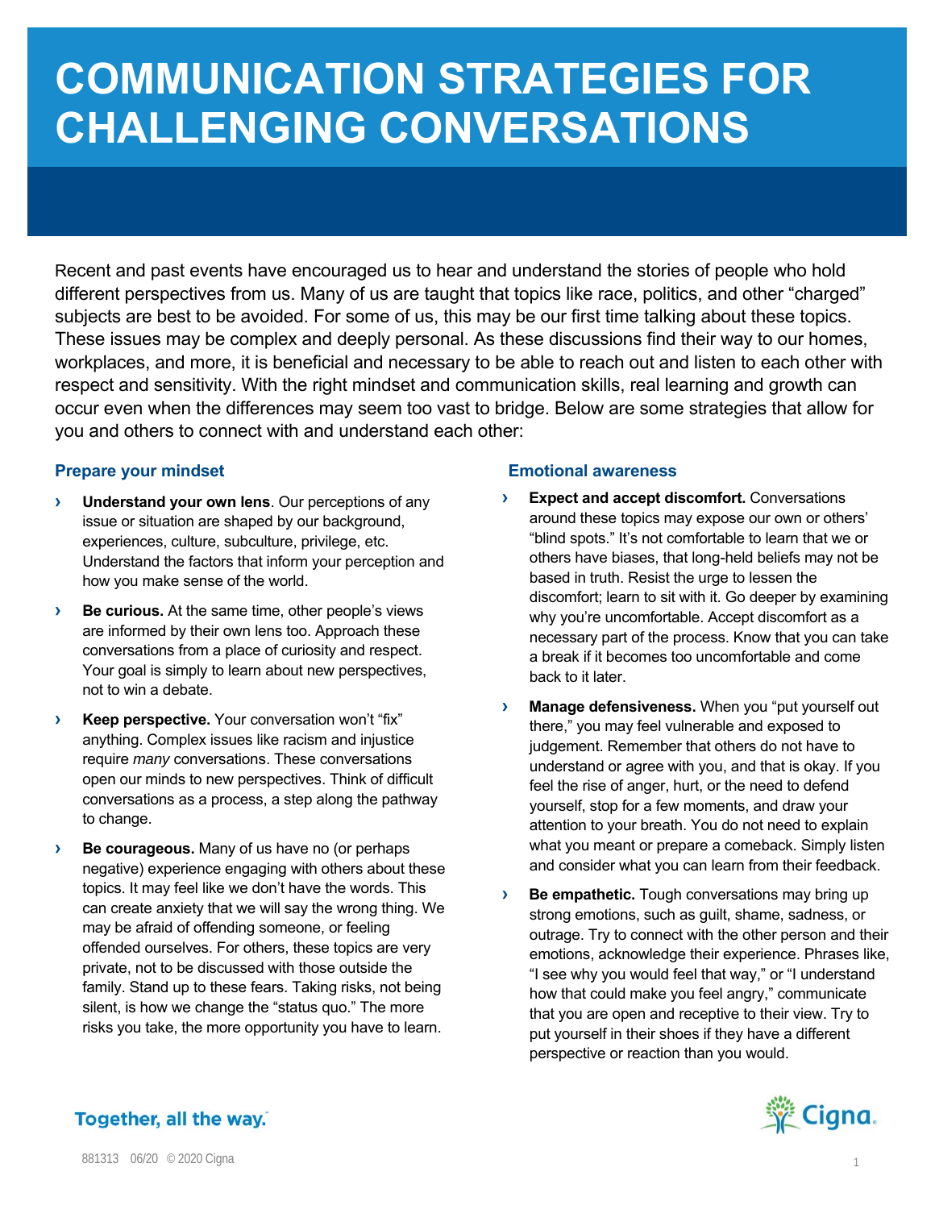# COMMUNICATION STRATEGIES FOR CHALLENGING CONVERSATIONS

Recent and past events have encouraged us to hear and understand the stories of people who hold different perspectives from us. Many of us are taught that topics like race, politics, and other "charged" subjects are best to be avoided. For some of us, this may be our first time talking about these topics. These issues may be complex and deeply personal. As these discussions find their way to our homes, workplaces, and more, it is beneficial and necessary to be able to reach out and listen to each other with respect and sensitivity. With the right mindset and communication skills, real learning and growth can occur even when the differences may seem too vast to bridge. Below are some strategies that allow for you and others to connect with and understand each other:

### Prepare your mindset

- **Understand your own lens**. Our perceptions of any issue or situation are shaped by our background, experiences, culture, subculture, privilege, etc. Understand the factors that inform your perception and how you make sense of the world.
- **Be curious.** At the same time, other people's views are informed by their own lens too. Approach these conversations from a place of curiosity and respect. Your goal is simply to learn about new perspectives, not to win a debate.
- **Keep perspective.** Your conversation won't "fix" anything. Complex issues like racism and injustice require *many* conversations. These conversations open our minds to new perspectives. Think of difficult conversations as a process, a step along the pathway to change.
- **Be courageous.** Many of us have no (or perhaps negative) experience engaging with others about these topics. It may feel like we don't have the words. This can create anxiety that we will say the wrong thing. We may be afraid of offending someone, or feeling offended ourselves. For others, these topics are very private, not to be discussed with those outside the family. Stand up to these fears. Taking risks, not being silent, is how we change the "status quo." The more risks you take, the more opportunity you have to learn.

### Emotional awareness

- **Expect and accept discomfort.** Conversations around these topics may expose our own or others' "blind spots." It's not comfortable to learn that we or others have biases, that long-held beliefs may not be based in truth. Resist the urge to lessen the discomfort; learn to sit with it. Go deeper by examining why you're uncomfortable. Accept discomfort as a necessary part of the process. Know that you can take a break if it becomes too uncomfortable and come back to it later.
- **Manage defensiveness.** When you "put yourself out there," you may feel vulnerable and exposed to judgement. Remember that others do not have to understand or agree with you, and that is okay. If you feel the rise of anger, hurt, or the need to defend yourself, stop for a few moments, and draw your attention to your breath. You do not need to explain what you meant or prepare a comeback. Simply listen and consider what you can learn from their feedback.
- **Be empathetic.** Tough conversations may bring up strong emotions, such as guilt, shame, sadness, or outrage. Try to connect with the other person and their emotions, acknowledge their experience. Phrases like, "I see why you would feel that way," or "I understand how that could make you feel angry," communicate that you are open and receptive to their view. Try to put yourself in their shoes if they have a different perspective or reaction than you would.

Together, all the way.™

881313 06/20 © 2020 Cigna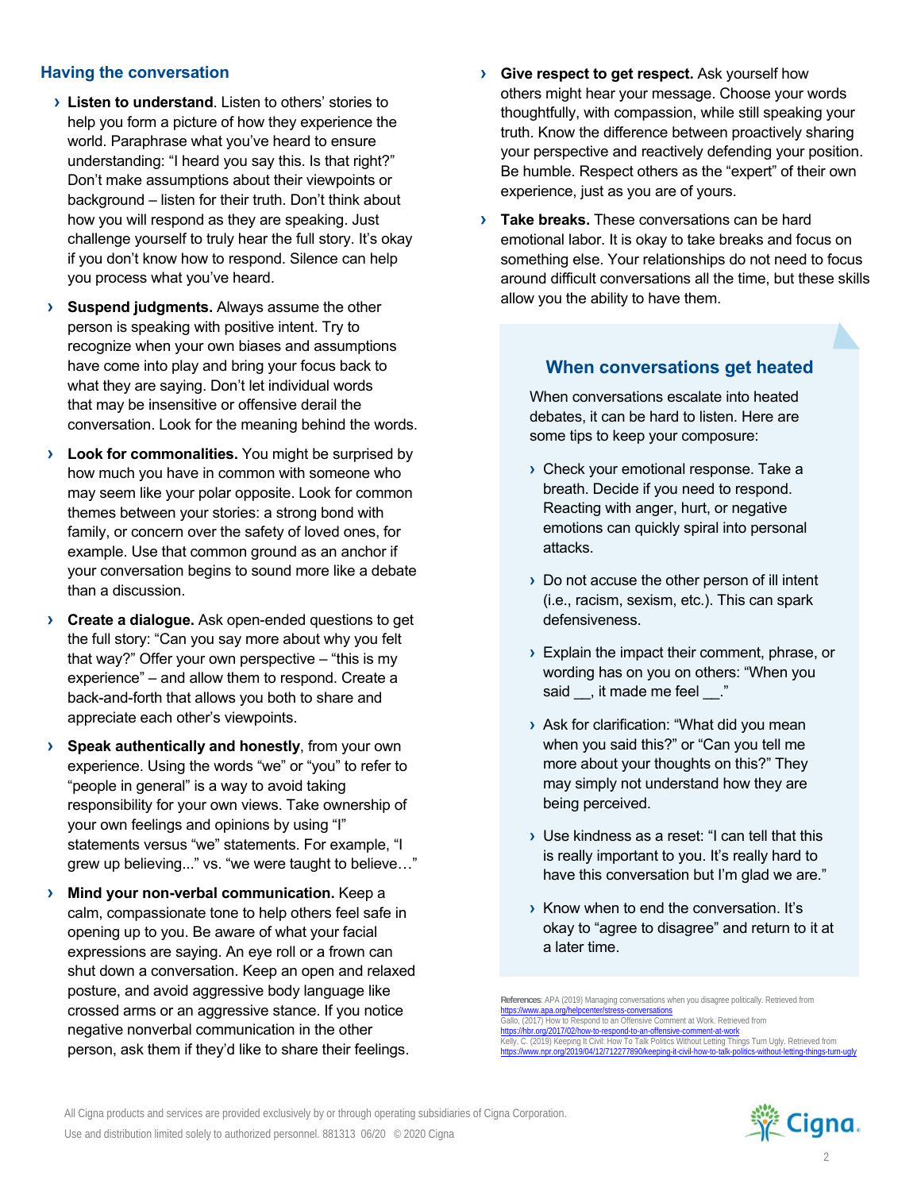## Having the conversation

- **Listen to understand**. Listen to others' stories to help you form a picture of how they experience the world. Paraphrase what you've heard to ensure understanding: "I heard you say this. Is that right?" Don't make assumptions about their viewpoints or background – listen for their truth. Don't think about how you will respond as they are speaking. Just challenge yourself to truly hear the full story. It's okay if you don't know how to respond. Silence can help you process what you've heard.
- **Suspend judgments.** Always assume the other person is speaking with positive intent. Try to recognize when your own biases and assumptions have come into play and bring your focus back to what they are saying. Don't let individual words that may be insensitive or offensive derail the conversation. Look for the meaning behind the words.
- **Look for commonalities.** You might be surprised by how much you have in common with someone who may seem like your polar opposite. Look for common themes between your stories: a strong bond with family, or concern over the safety of loved ones, for example. Use that common ground as an anchor if your conversation begins to sound more like a debate than a discussion.
- **Create a dialogue.** Ask open-ended questions to get the full story: "Can you say more about why you felt that way?" Offer your own perspective – "this is my experience" – and allow them to respond. Create a back-and-forth that allows you both to share and appreciate each other's viewpoints.
- **Speak authentically and honestly**, from your own experience. Using the words "we" or "you" to refer to "people in general" is a way to avoid taking responsibility for your own views. Take ownership of your own feelings and opinions by using "I" statements versus "we" statements. For example, "I grew up believing..." vs. "we were taught to believe…"
- **Mind your non-verbal communication.** Keep a calm, compassionate tone to help others feel safe in opening up to you. Be aware of what your facial expressions are saying. An eye roll or a frown can shut down a conversation. Keep an open and relaxed posture, and avoid aggressive body language like crossed arms or an aggressive stance. If you notice negative nonverbal communication in the other person, ask them if they'd like to share their feelings.
- **Give respect to get respect.** Ask yourself how others might hear your message. Choose your words thoughtfully, with compassion, while still speaking your truth. Know the difference between proactively sharing your perspective and reactively defending your position. Be humble. Respect others as the "expert" of their own experience, just as you are of yours.
- **Take breaks.** These conversations can be hard emotional labor. It is okay to take breaks and focus on something else. Your relationships do not need to focus around difficult conversations all the time, but these skills allow you the ability to have them.

### When conversations get heated

When conversations escalate into heated debates, it can be hard to listen. Here are some tips to keep your composure:

- Check your emotional response. Take a breath. Decide if you need to respond. Reacting with anger, hurt, or negative emotions can quickly spiral into personal attacks.
- Do not accuse the other person of ill intent (i.e., racism, sexism, etc.). This can spark defensiveness.
- Explain the impact their comment, phrase, or wording has on you on others: "When you said __, it made me feel __."
- Ask for clarification: "What did you mean when you said this?" or "Can you tell me more about your thoughts on this?" They may simply not understand how they are being perceived.
- Use kindness as a reset: "I can tell that this is really important to you. It's really hard to have this conversation but I'm glad we are."
- Know when to end the conversation. It's okay to "agree to disagree" and return to it at a later time.

**References**: APA (2019) Managing conversations when you disagree politically. Retrieved from https://www.apa.org/helpcenter/stress-conversations
Gallo, (2017) How to Respond to an Offensive Comment at Work. Retrieved from https://hbr.org/2017/02/how-to-respond-to-an-offensive-comment-at-work
Kelly, C. (2019) Keeping It Civil: How To Talk Politics Without Letting Things Turn Ugly. Retrieved from https://www.npr.org/2019/04/12/712277890/keeping-it-civil-how-to-talk-politics-without-letting-things-turn-ugly

All Cigna products and services are provided exclusively by or through operating subsidiaries of Cigna Corporation.
Use and distribution limited solely to authorized personnel. 881313 06/20 © 2020 Cigna